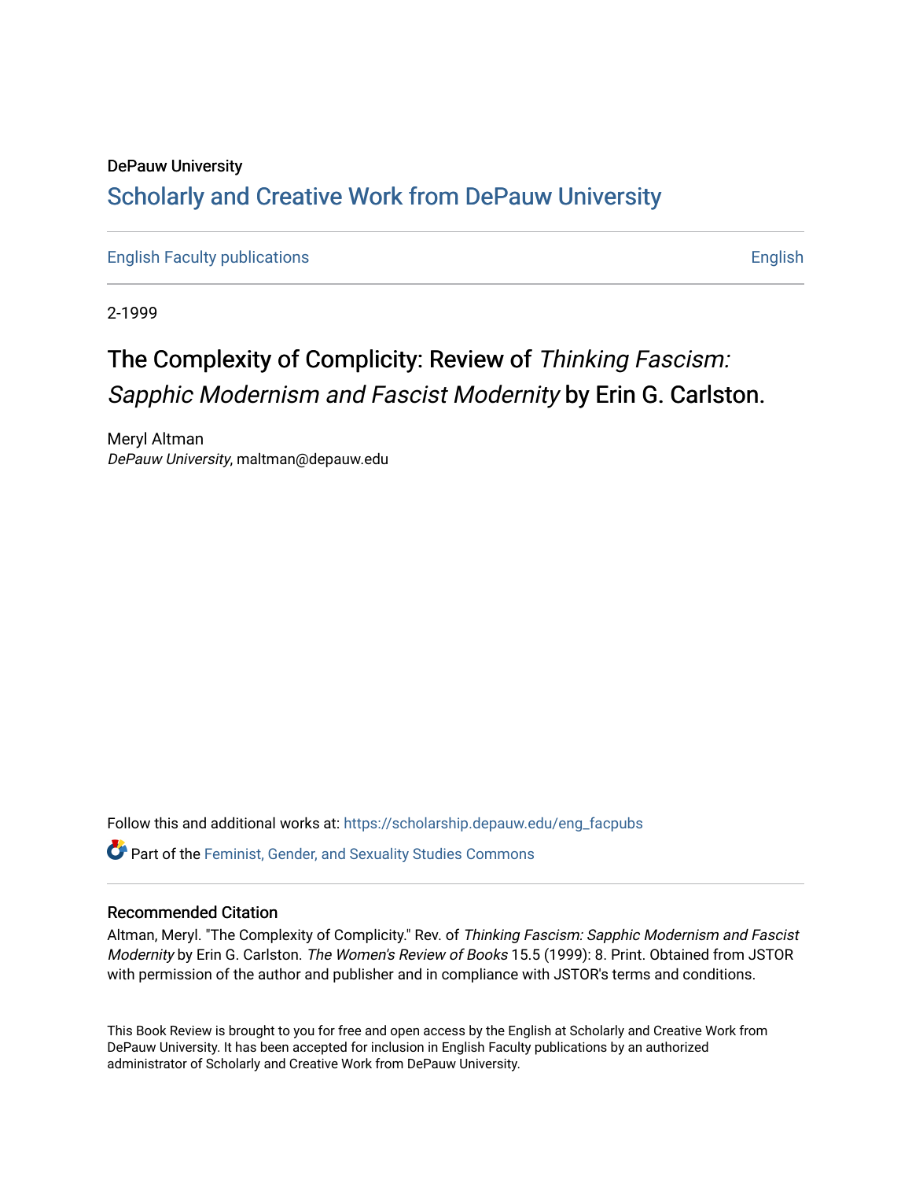DePauw University

# Scholarly and Creative Work from DePauw University

English Faculty publications | English

2-1999

# The Complexity of Complicity: Review of *Thinking Fascism: Sapphic Modernism and Fascist Modernity* by Erin G. Carlston.

Meryl Altman
*DePauw University*, maltman@depauw.edu

Follow this and additional works at: https://scholarship.depauw.edu/eng_facpubs

Part of the Feminist, Gender, and Sexuality Studies Commons

## Recommended Citation

Altman, Meryl. "The Complexity of Complicity." Rev. of *Thinking Fascism: Sapphic Modernism and Fascist Modernity* by Erin G. Carlston. *The Women's Review of Books* 15.5 (1999): 8. Print. Obtained from JSTOR with permission of the author and publisher and in compliance with JSTOR's terms and conditions.

This Book Review is brought to you for free and open access by the English at Scholarly and Creative Work from DePauw University. It has been accepted for inclusion in English Faculty publications by an authorized administrator of Scholarly and Creative Work from DePauw University.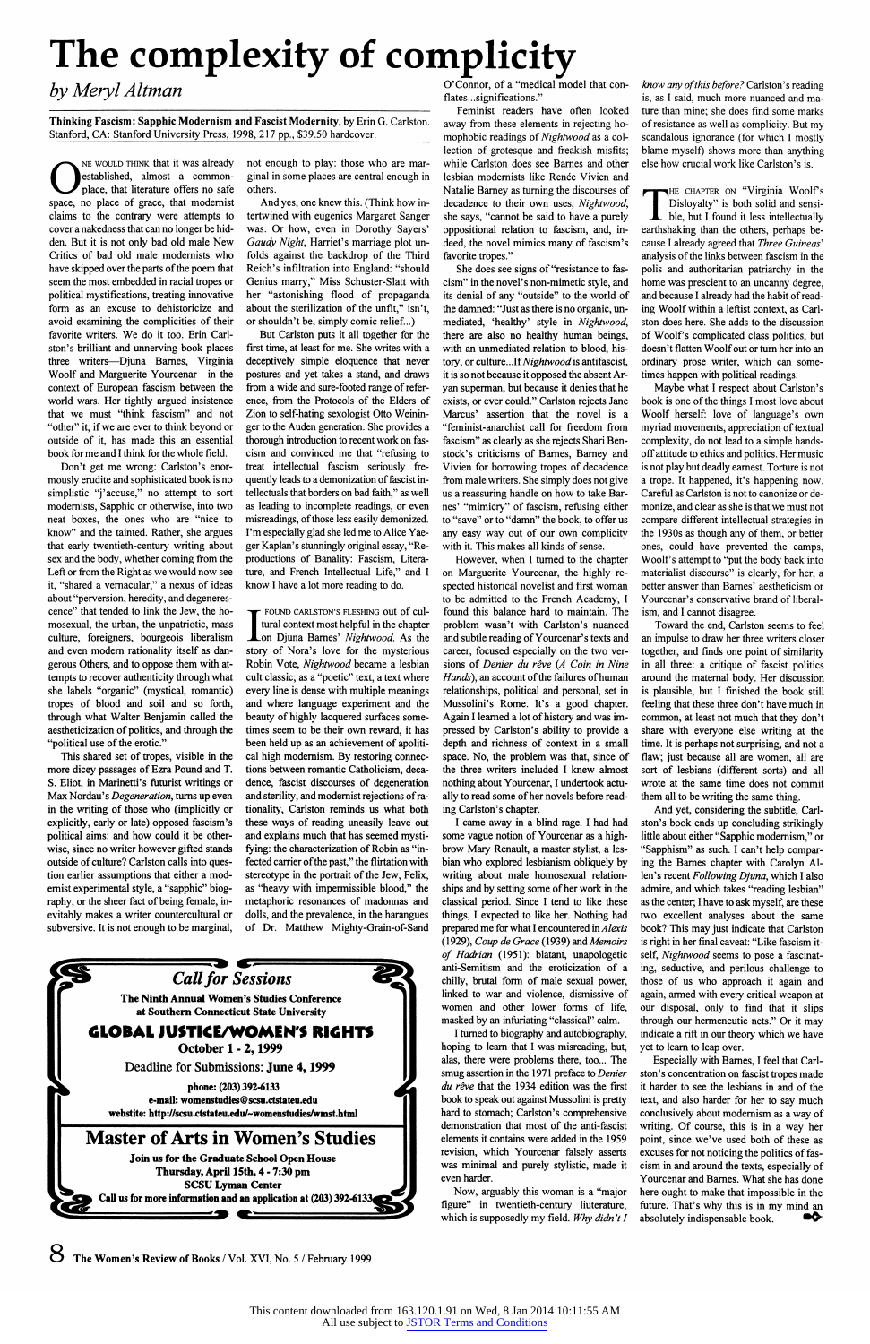# The complexity of complicity

*by Meryl Altman*

**Thinking Fascism: Sapphic Modernism and Fascist Modernity**, by Erin G. Carlston. Stanford, CA: Stanford University Press, 1998, 217 pp., $39.50 hardcover.

One would think that it was already established, almost a commonplace, that literature offers no safe space, no place of grace, that modernist claims to the contrary were attempts to cover a nakedness that can no longer be hidden. But it is not only bad old male New Critics of bad old male modernists who have skipped over the parts of the poem that seem the most embedded in racial tropes or political mystifications, treating innovative form as an excuse to dehistoricize and avoid examining the complicities of their favorite writers. We do it too. Erin Carlston's brilliant and unnerving book places three writers—Djuna Barnes, Virginia Woolf and Marguerite Yourcenar—in the context of European fascism between the world wars. Her tightly argued insistence that we must "think fascism" and not "other" it, if we are ever to think beyond or outside of it, has made this an essential book for me and I think for the whole field.

Don't get me wrong: Carlston's enormously erudite and sophisticated book is no simplistic "j'accuse," no attempt to sort modernists, Sapphic or otherwise, into two neat boxes, the ones who are "nice to know" and the tainted. Rather, she argues that early twentieth-century writing about sex and the body, whether coming from the Left or from the Right as we would now see it, "shared a vernacular," a nexus of ideas about "perversion, heredity, and degenerescence" that tended to link the Jew, the homosexual, the urban, the unpatriotic, mass culture, foreigners, bourgeois liberalism and even modern rationality itself as dangerous Others, and to oppose them with attempts to recover authenticity through what she labels "organic" (mystical, romantic) tropes of blood and soil and so forth, through what Walter Benjamin called the aestheticization of politics, and through the "political use of the erotic."

This shared set of tropes, visible in the more dicey passages of Ezra Pound and T. S. Eliot, in Marinetti's futurist writings or Max Nordau's *Degeneration*, turns up even in the writing of those who (implicitly or explicitly, early or late) opposed fascism's political aims: and how could it be otherwise, since no writer however gifted stands outside of culture? Carlston calls into question earlier assumptions that either a modernist experimental style, a "sapphic" biography, or the sheer fact of being female, inevitably makes a writer countercultural or subversive. It is not enough to be marginal, not enough to play: those who are marginal in some places are central enough in others.

And yes, one knew this. (Think how intertwined with eugenics Margaret Sanger was. Or how, even in Dorothy Sayers' *Gaudy Night*, Harriet's marriage plot unfolds against the backdrop of the Third Reich's infiltration into England: "should Genius marry," Miss Schuster-Slatt with her "astonishing flood of propaganda about the sterilization of the unfit," isn't, or shouldn't be, simply comic relief...)

But Carlston puts it all together for the first time, at least for me. She writes with a deceptively simple eloquence that never postures and yet takes a stand, and draws from a wide and sure-footed range of reference, from the Protocols of the Elders of Zion to self-hating sexologist Otto Weininger to the Auden generation. She provides a thorough introduction to recent work on fascism and convinced me that "refusing to treat intellectual fascism seriously frequently leads to a demonization of fascist intellectuals that borders on bad faith," as well as leading to incomplete readings, or even misreadings, of those less easily demonized. I'm especially glad she led me to Alice Yaeger Kaplan's stunningly original essay, "Reproductions of Banality: Fascism, Literature, and French Intellectual Life," and I know I have a lot more reading to do.

I found Carlston's fleshing out of cultural context most helpful in the chapter on Djuna Barnes' *Nightwood*. As the story of Nora's love for the mysterious Robin Vote, *Nightwood* became a lesbian cult classic; as a "poetic" text, a text where every line is dense with multiple meanings and where language experiment and the beauty of highly lacquered surfaces sometimes seem to be their own reward, it has been held up as an achievement of apolitical high modernism. By restoring connections between romantic Catholicism, decadence, fascist discourses of degeneration and sterility, and modernist rejections of rationality, Carlston reminds us what both these ways of reading uneasily leave out and explains much that has seemed mystifying: the characterization of Robin as "infected carrier of the past," the flirtation with stereotype in the portrait of the Jew, Felix, as "heavy with impermissible blood," the metaphoric resonances of madonnas and dolls, and the prevalence, in the harangues of Dr. Matthew Mighty-Grain-of-Sand O'Connor, of a "medical model that conflates...significations."

Feminist readers have often looked away from these elements in rejecting homophobic readings of *Nightwood* as a collection of grotesque and freakish misfits; while Carlston does see Barnes and other lesbian modernists like Renée Vivien and Natalie Barney as turning the discourses of decadence to their own uses, *Nightwood*, she says, "cannot be said to have a purely oppositional relation to fascism, and, indeed, the novel mimics many of fascism's favorite tropes."

She does see signs of "resistance to fascism" in the novel's non-mimetic style, and its denial of any "outside" to the world of the damned: "Just as there is no organic, unmediated, 'healthy' style in *Nightwood*, there are also no healthy human beings, with an unmediated relation to blood, history, or culture...If *Nightwood* is antifascist, it is so not because it opposed the absent Aryan superman, but because it denies that he exists, or ever could." Carlston rejects Jane Marcus' assertion that the novel is a "feminist-anarchist call for freedom from fascism" as clearly as she rejects Shari Benstock's criticisms of Barnes, Barney and Vivien for borrowing tropes of decadence from male writers. She simply does not give us a reassuring handle on how to take Barnes' "mimicry" of fascism, refusing either to "save" or to "damn" the book, to offer us any easy way out of our own complicity with it. This makes all kinds of sense.

However, when I turned to the chapter on Marguerite Yourcenar, the highly respected historical novelist and first woman to be admitted to the French Academy, I found this balance hard to maintain. The problem wasn't with Carlston's nuanced and subtle reading of Yourcenar's texts and career, focused especially on the two versions of *Denier du rêve* (*A Coin in Nine Hands*), an account of the failures of human relationships, political and personal, set in Mussolini's Rome. It's a good chapter. Again I learned a lot of history and was impressed by Carlston's ability to provide a depth and richness of context in a small space. No, the problem was that, since of the three writers included I knew almost nothing about Yourcenar, I undertook actually to read some of her novels before reading Carlston's chapter.

I came away in a blind rage. I had had some vague notion of Yourcenar as a high-brow Mary Renault, a master stylist, a lesbian who explored lesbianism obliquely by writing about male homosexual relationships and by setting some of her work in the classical period. Since I tend to like these things, I expected to like her. Nothing had prepared me for what I encountered in *Alexis* (1929), *Coup de Grace* (1939) and *Memoirs of Hadrian* (1951): blatant, unapologetic anti-Semitism and the eroticization of a chilly, brutal form of male sexual power, linked to war and violence, dismissive of women and other lower forms of life, masked by an infuriating "classical" calm.

I turned to biography and autobiography, hoping to learn that I was misreading, but, alas, there were problems there, too... The smug assertion in the 1971 preface to *Denier du rêve* that the 1934 edition was the first book to speak out against Mussolini is pretty hard to stomach; Carlston's comprehensive demonstration that most of the anti-fascist elements it contains were added in the 1959 revision, which Yourcenar falsely asserts was minimal and purely stylistic, made it even harder.

Now, arguably this woman is a "major figure" in twentieth-century literature, which is supposedly my field. *Why didn't I know any of this before?* Carlston's reading is, as I said, much more nuanced and mature than mine; she does find some marks of resistance as well as complicity. But my scandalous ignorance (for which I mostly blame myself) shows more than anything else how crucial work like Carlston's is.

The chapter on "Virginia Woolf's Disloyalty" is both solid and sensible, but I found it less intellectually earthshaking than the others, perhaps because I already agreed that *Three Guineas'* analysis of the links between fascism in the polis and authoritarian patriarchy in the home was prescient to an uncanny degree, and because I already had the habit of reading Woolf within a leftist context, as Carlston does here. She adds to the discussion of Woolf's complicated class politics, but doesn't flatten Woolf out or turn her into an ordinary prose writer, which can sometimes happen with political readings.

Maybe what I respect about Carlston's book is one of the things I most love about Woolf herself: love of language's own myriad movements, appreciation of textual complexity, do not lead to a simple hands-off attitude to ethics and politics. Her music is not play but deadly earnest. Torture is not a trope. It happened, it's happening now. Careful as Carlston is not to canonize or demonize, and clear as she is that we must not compare different intellectual strategies in the 1930s as though any of them, or better ones, could have prevented the camps, Woolf's attempt to "put the body back into materialist discourse" is clearly, for her, a better answer than Barnes' aestheticism or Yourcenar's conservative brand of liberalism, and I cannot disagree.

Toward the end, Carlston seems to feel an impulse to draw her three writers closer together, and finds one point of similarity in all three: a critique of fascist politics around the maternal body. Her discussion is plausible, but I finished the book still feeling that these three don't have much in common, at least not much that they don't share with everyone else writing at the time. It is perhaps not surprising, and not a flaw; just because all are women, all are sort of lesbians (different sorts) and all wrote at the same time does not commit them all to be writing the same thing.

And yet, considering the subtitle, Carlston's book ends up concluding strikingly little about either "Sapphic modernism," or "Sapphism" as such. I can't help comparing the Barnes chapter with Carolyn Allen's recent *Following Djuna*, which I also admire, and which takes "reading lesbian" as the center; I have to ask myself, are these two excellent analyses about the same book? This may just indicate that Carlston is right in her final caveat: "Like fascism itself, *Nightwood* seems to pose a fascinating, seductive, and perilous challenge to those of us who approach it again and again, armed with every critical weapon at our disposal, only to find that it slips through our hermeneutic nets." Or it may indicate a rift in our theory which we have yet to learn to leap over.

Especially with Barnes, I feel that Carlston's concentration on fascist tropes made it harder to see the lesbians in and of the text, and also harder for her to say much conclusively about modernism as a way of writing. Of course, this is in a way her point, since we've used both of these as excuses for not noticing the politics of fascism in and around the texts, especially of Yourcenar and Barnes. What she has done here ought to make that impossible in the future. That's why this is in my mind an absolutely indispensable book.

---

## Call for Sessions

**The Ninth Annual Women's Studies Conference at Southern Connecticut State University**

**GLOBAL JUSTICE/WOMEN'S RIGHTS**

**October 1 - 2, 1999**

Deadline for Submissions: **June 4, 1999**

phone: (203) 392-6133
e-mail: womenstudies@scsu.ctstateu.edu
website: http://scsu.ctstateu.edu/~womenstudies/wmst.html

## Master of Arts in Women's Studies

**Join us for the Graduate School Open House**
**Thursday, April 15th, 4 - 7:30 pm**
**SCSU Lyman Center**
**Call us for more information and an application at (203) 392-6133**